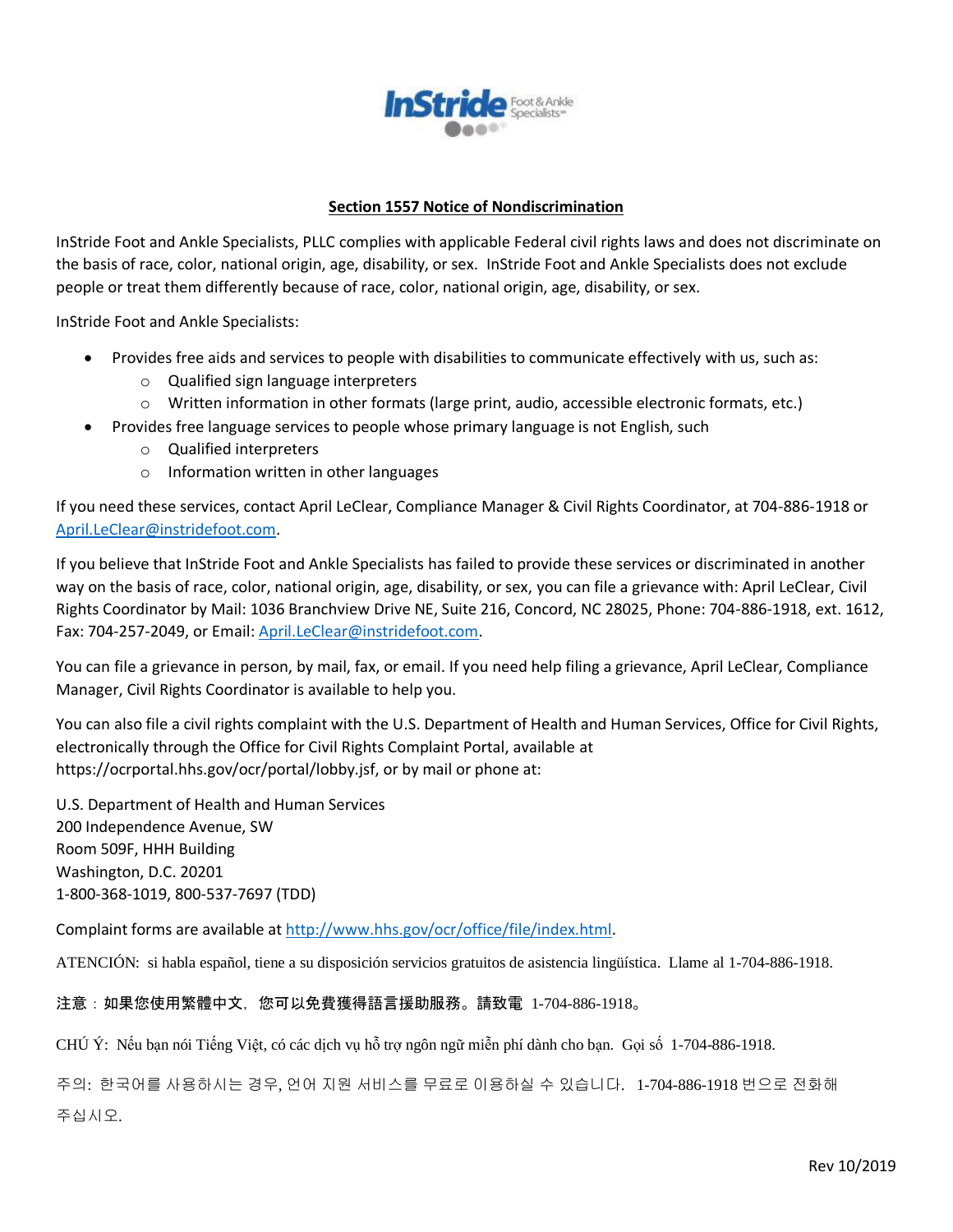InStride Foot & Ankle Specialists

## Section 1557 Notice of Nondiscrimination

InStride Foot and Ankle Specialists, PLLC complies with applicable Federal civil rights laws and does not discriminate on the basis of race, color, national origin, age, disability, or sex. InStride Foot and Ankle Specialists does not exclude people or treat them differently because of race, color, national origin, age, disability, or sex.

InStride Foot and Ankle Specialists:

- Provides free aids and services to people with disabilities to communicate effectively with us, such as:
  - Qualified sign language interpreters
  - Written information in other formats (large print, audio, accessible electronic formats, etc.)
- Provides free language services to people whose primary language is not English, such
  - Qualified interpreters
  - Information written in other languages

If you need these services, contact April LeClear, Compliance Manager & Civil Rights Coordinator, at 704-886-1918 or April.LeClear@instridefoot.com.

If you believe that InStride Foot and Ankle Specialists has failed to provide these services or discriminated in another way on the basis of race, color, national origin, age, disability, or sex, you can file a grievance with: April LeClear, Civil Rights Coordinator by Mail: 1036 Branchview Drive NE, Suite 216, Concord, NC 28025, Phone: 704-886-1918, ext. 1612, Fax: 704-257-2049, or Email: April.LeClear@instridefoot.com.

You can file a grievance in person, by mail, fax, or email. If you need help filing a grievance, April LeClear, Compliance Manager, Civil Rights Coordinator is available to help you.

You can also file a civil rights complaint with the U.S. Department of Health and Human Services, Office for Civil Rights, electronically through the Office for Civil Rights Complaint Portal, available at https://ocrportal.hhs.gov/ocr/portal/lobby.jsf, or by mail or phone at:

U.S. Department of Health and Human Services  
200 Independence Avenue, SW  
Room 509F, HHH Building  
Washington, D.C. 20201  
1-800-368-1019, 800-537-7697 (TDD)

Complaint forms are available at http://www.hhs.gov/ocr/office/file/index.html.

ATENCIÓN: si habla español, tiene a su disposición servicios gratuitos de asistencia lingüística. Llame al 1-704-886-1918.

注意：如果您使用繁體中文，您可以免費獲得語言援助服務。請致電 1-704-886-1918。

CHÚ Ý: Nếu bạn nói Tiếng Việt, có các dịch vụ hỗ trợ ngôn ngữ miễn phí dành cho bạn. Gọi số 1-704-886-1918.

주의: 한국어를 사용하시는 경우, 언어 지원 서비스를 무료로 이용하실 수 있습니다. 1-704-886-1918 번으로 전화해 주십시오.

Rev 10/2019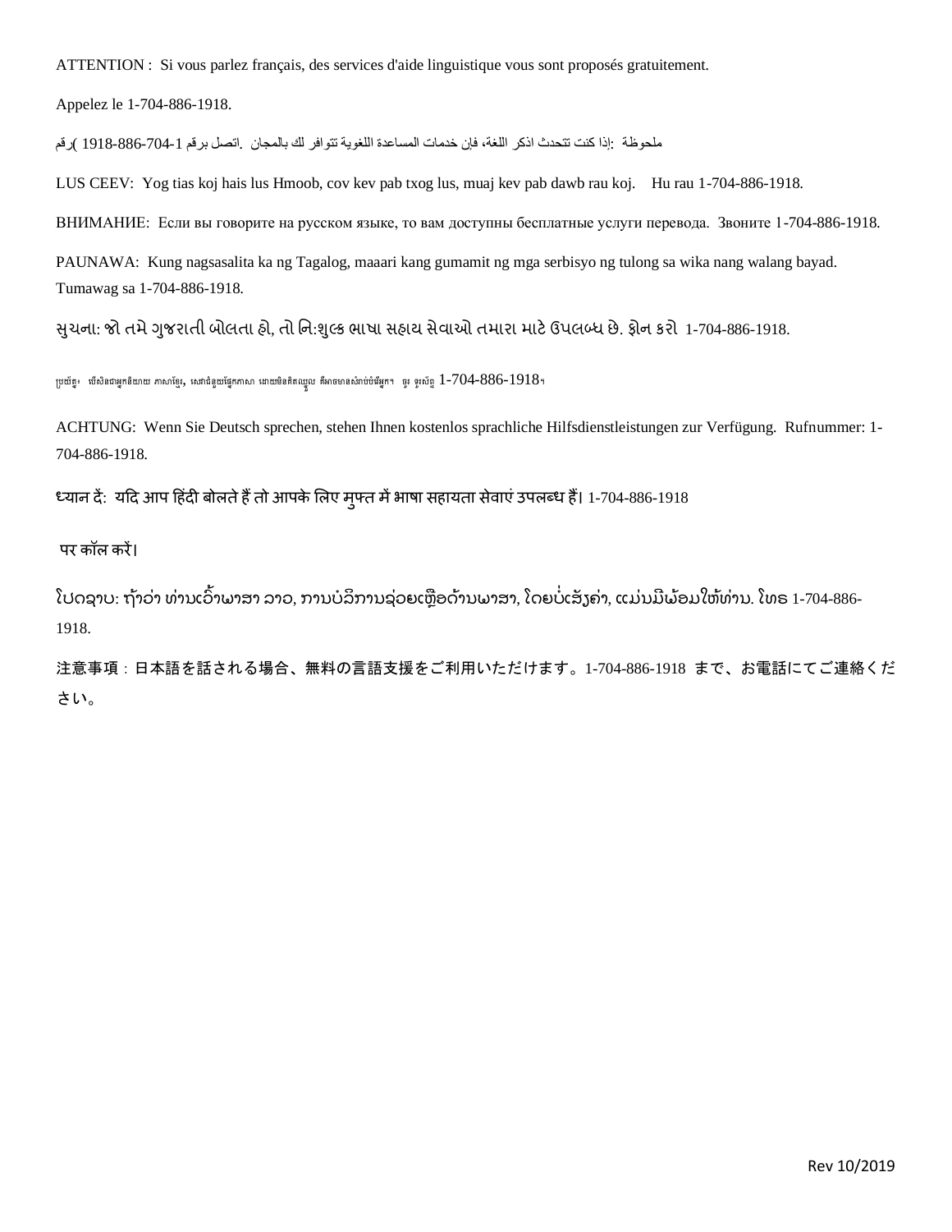ATTENTION : Si vous parlez français, des services d'aide linguistique vous sont proposés gratuitement.

Appelez le 1-704-886-1918.

ملحوظة :إذا كنت تتحدث اذكر اللغة، فإن خدمات المساعدة اللغوية تتوافر لك بالمجان .اتصل برقم 1-704-886-1918 )رقم

LUS CEEV: Yog tias koj hais lus Hmoob, cov kev pab txog lus, muaj kev pab dawb rau koj. Hu rau 1-704-886-1918.

ВНИМАНИЕ: Если вы говорите на русском языке, то вам доступны бесплатные услуги перевода. Звоните 1-704-886-1918.

PAUNAWA: Kung nagsasalita ka ng Tagalog, maaari kang gumamit ng mga serbisyo ng tulong sa wika nang walang bayad. Tumawag sa 1-704-886-1918.

સુચના: જો તમે ગુજરાતી બોલતા હો, તો નિ:શુલ્ક ભાષા સહાય સેવાઓ તમારા માટે ઉપલબ્ધ છે. ફોન કરો 1-704-886-1918.

ប្រយ័ត្ន៖ បើសិនជាអ្នកនិយាយ ភាសាខ្មែរ, សេវាជំនួយផ្នែកភាសា ដោយមិនគិតឈ្នួល គឺអាចមានសំរាប់បំរើអ្នក។ ចូរ ទូរស័ព្ទ 1-704-886-1918។

ACHTUNG: Wenn Sie Deutsch sprechen, stehen Ihnen kostenlos sprachliche Hilfsdienstleistungen zur Verfügung. Rufnummer: 1-704-886-1918.

ध्यान दें: यदि आप हिंदी बोलते हैं तो आपके लिए मुफ्त में भाषा सहायता सेवाएं उपलब्ध हैं। 1-704-886-1918

पर कॉल करें।

ໂປດຊາບ: ຖ້າວ່າ ທ່ານເວົ້າພາສາ ລາວ, ການບໍລິການຊ່ວຍເຫຼືອດ້ານພາສາ, ໂດຍບໍ່ເສັຽຄ່າ, ແມ່ນມີພ້ອມໃຫ້ທ່ານ. ໂທຣ 1-704-886-1918.

注意事項：日本語を話される場合、無料の言語支援をご利用いただけます。1-704-886-1918 まで、お電話にてご連絡ください。

Rev 10/2019